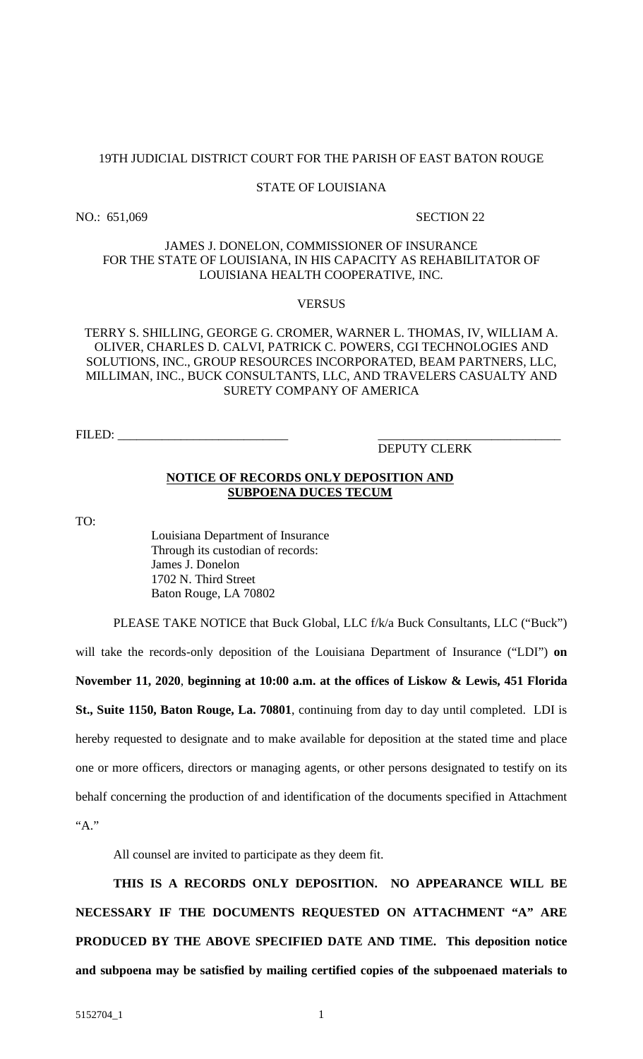19TH JUDICIAL DISTRICT COURT FOR THE PARISH OF EAST BATON ROUGE

STATE OF LOUISIANA

NO.: 651,069 SECTION 22

JAMES J. DONELON, COMMISSIONER OF INSURANCE FOR THE STATE OF LOUISIANA, IN HIS CAPACITY AS REHABILITATOR OF LOUISIANA HEALTH COOPERATIVE, INC.

VERSUS

TERRY S. SHILLING, GEORGE G. CROMER, WARNER L. THOMAS, IV, WILLIAM A. OLIVER, CHARLES D. CALVI, PATRICK C. POWERS, CGI TECHNOLOGIES AND SOLUTIONS, INC., GROUP RESOURCES INCORPORATED, BEAM PARTNERS, LLC, MILLIMAN, INC., BUCK CONSULTANTS, LLC, AND TRAVELERS CASUALTY AND SURETY COMPANY OF AMERICA

FILED: ___________________________ ___________________________
DEPUTY CLERK

## NOTICE OF RECORDS ONLY DEPOSITION AND SUBPOENA DUCES TECUM

TO:

Louisiana Department of Insurance
Through its custodian of records:
James J. Donelon
1702 N. Third Street
Baton Rouge, LA 70802

PLEASE TAKE NOTICE that Buck Global, LLC f/k/a Buck Consultants, LLC ("Buck") will take the records-only deposition of the Louisiana Department of Insurance ("LDI") **on November 11, 2020**, **beginning at 10:00 a.m. at the offices of Liskow & Lewis, 451 Florida St., Suite 1150, Baton Rouge, La. 70801**, continuing from day to day until completed. LDI is hereby requested to designate and to make available for deposition at the stated time and place one or more officers, directors or managing agents, or other persons designated to testify on its behalf concerning the production of and identification of the documents specified in Attachment "A."

All counsel are invited to participate as they deem fit.

**THIS IS A RECORDS ONLY DEPOSITION. NO APPEARANCE WILL BE NECESSARY IF THE DOCUMENTS REQUESTED ON ATTACHMENT "A" ARE PRODUCED BY THE ABOVE SPECIFIED DATE AND TIME. This deposition notice and subpoena may be satisfied by mailing certified copies of the subpoenaed materials to**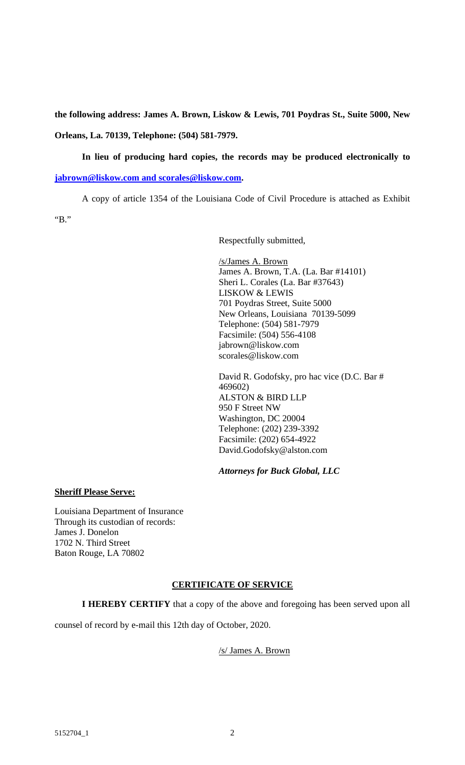**the following address: James A. Brown, Liskow & Lewis, 701 Poydras St., Suite 5000, New Orleans, La. 70139, Telephone: (504) 581-7979.**

**In lieu of producing hard copies, the records may be produced electronically to [jabrown@liskow.com and scorales@liskow.com](mailto:jabrown@liskow.com).**

A copy of article 1354 of the Louisiana Code of Civil Procedure is attached as Exhibit "B."

Respectfully submitted,

/s/James A. Brown
James A. Brown, T.A. (La. Bar #14101)
Sheri L. Corales (La. Bar #37643)
LISKOW & LEWIS
701 Poydras Street, Suite 5000
New Orleans, Louisiana 70139-5099
Telephone: (504) 581-7979
Facsimile: (504) 556-4108
jabrown@liskow.com
scorales@liskow.com

David R. Godofsky, pro hac vice (D.C. Bar # 469602)
ALSTON & BIRD LLP
950 F Street NW
Washington, DC 20004
Telephone: (202) 239-3392
Facsimile: (202) 654-4922
David.Godofsky@alston.com

***Attorneys for Buck Global, LLC***

**Sheriff Please Serve:**

Louisiana Department of Insurance
Through its custodian of records:
James J. Donelon
1702 N. Third Street
Baton Rouge, LA 70802

## CERTIFICATE OF SERVICE

**I HEREBY CERTIFY** that a copy of the above and foregoing has been served upon all counsel of record by e-mail this 12th day of October, 2020.

/s/ James A. Brown

5152704_1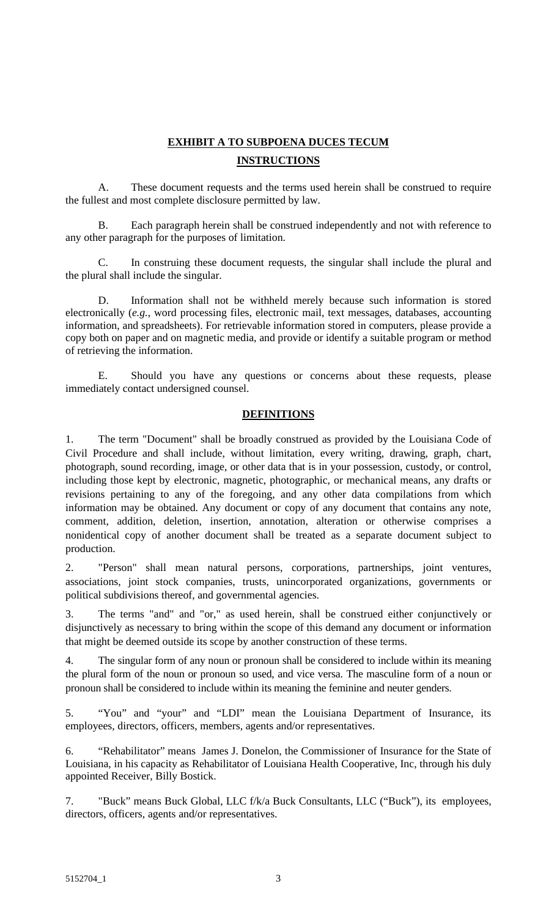## EXHIBIT A TO SUBPOENA DUCES TECUM

## INSTRUCTIONS

A. These document requests and the terms used herein shall be construed to require the fullest and most complete disclosure permitted by law.

B. Each paragraph herein shall be construed independently and not with reference to any other paragraph for the purposes of limitation.

C. In construing these document requests, the singular shall include the plural and the plural shall include the singular.

D. Information shall not be withheld merely because such information is stored electronically (*e.g.*, word processing files, electronic mail, text messages, databases, accounting information, and spreadsheets). For retrievable information stored in computers, please provide a copy both on paper and on magnetic media, and provide or identify a suitable program or method of retrieving the information.

E. Should you have any questions or concerns about these requests, please immediately contact undersigned counsel.

## DEFINITIONS

1. The term "Document" shall be broadly construed as provided by the Louisiana Code of Civil Procedure and shall include, without limitation, every writing, drawing, graph, chart, photograph, sound recording, image, or other data that is in your possession, custody, or control, including those kept by electronic, magnetic, photographic, or mechanical means, any drafts or revisions pertaining to any of the foregoing, and any other data compilations from which information may be obtained. Any document or copy of any document that contains any note, comment, addition, deletion, insertion, annotation, alteration or otherwise comprises a nonidentical copy of another document shall be treated as a separate document subject to production.

2. "Person" shall mean natural persons, corporations, partnerships, joint ventures, associations, joint stock companies, trusts, unincorporated organizations, governments or political subdivisions thereof, and governmental agencies.

3. The terms "and" and "or," as used herein, shall be construed either conjunctively or disjunctively as necessary to bring within the scope of this demand any document or information that might be deemed outside its scope by another construction of these terms.

4. The singular form of any noun or pronoun shall be considered to include within its meaning the plural form of the noun or pronoun so used, and vice versa. The masculine form of a noun or pronoun shall be considered to include within its meaning the feminine and neuter genders.

5. "You" and "your" and "LDI" mean the Louisiana Department of Insurance, its employees, directors, officers, members, agents and/or representatives.

6. "Rehabilitator" means James J. Donelon, the Commissioner of Insurance for the State of Louisiana, in his capacity as Rehabilitator of Louisiana Health Cooperative, Inc, through his duly appointed Receiver, Billy Bostick.

7. "Buck" means Buck Global, LLC f/k/a Buck Consultants, LLC ("Buck"), its employees, directors, officers, agents and/or representatives.

5152704_1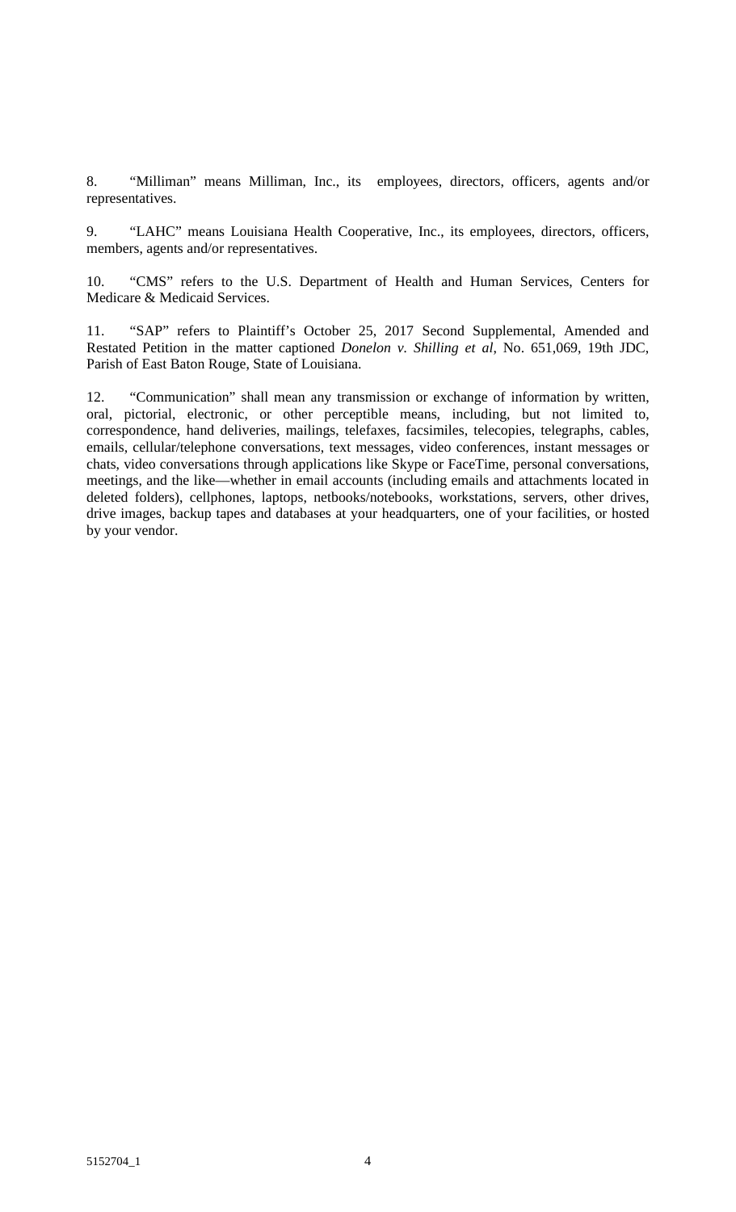8. "Milliman" means Milliman, Inc., its employees, directors, officers, agents and/or representatives.

9. "LAHC" means Louisiana Health Cooperative, Inc., its employees, directors, officers, members, agents and/or representatives.

10. "CMS" refers to the U.S. Department of Health and Human Services, Centers for Medicare & Medicaid Services.

11. "SAP" refers to Plaintiff's October 25, 2017 Second Supplemental, Amended and Restated Petition in the matter captioned *Donelon v. Shilling et al*, No. 651,069, 19th JDC, Parish of East Baton Rouge, State of Louisiana.

12. "Communication" shall mean any transmission or exchange of information by written, oral, pictorial, electronic, or other perceptible means, including, but not limited to, correspondence, hand deliveries, mailings, telefaxes, facsimiles, telecopies, telegraphs, cables, emails, cellular/telephone conversations, text messages, video conferences, instant messages or chats, video conversations through applications like Skype or FaceTime, personal conversations, meetings, and the like—whether in email accounts (including emails and attachments located in deleted folders), cellphones, laptops, netbooks/notebooks, workstations, servers, other drives, drive images, backup tapes and databases at your headquarters, one of your facilities, or hosted by your vendor.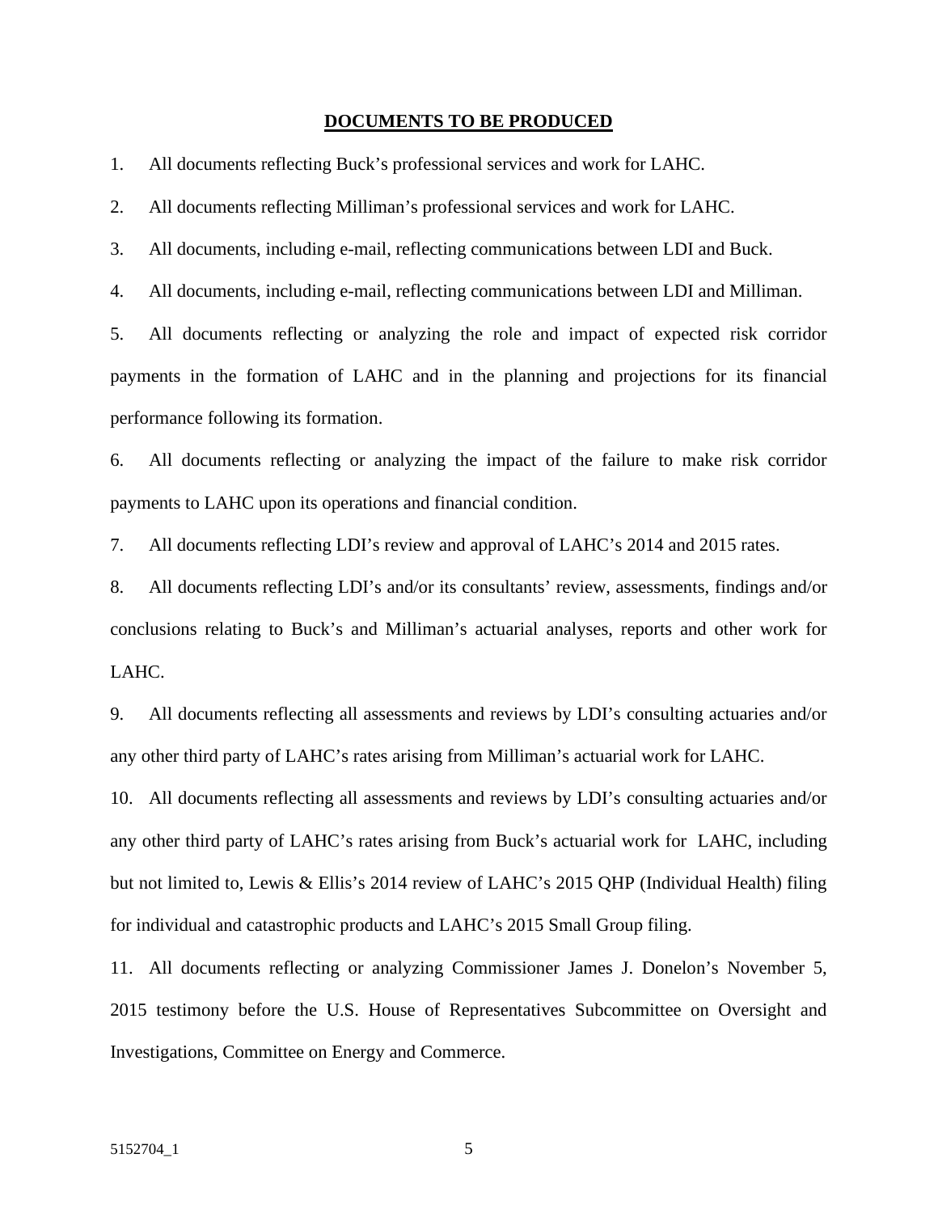**DOCUMENTS TO BE PRODUCED**

1. All documents reflecting Buck's professional services and work for LAHC.

2. All documents reflecting Milliman's professional services and work for LAHC.

3. All documents, including e-mail, reflecting communications between LDI and Buck.

4. All documents, including e-mail, reflecting communications between LDI and Milliman.

5. All documents reflecting or analyzing the role and impact of expected risk corridor payments in the formation of LAHC and in the planning and projections for its financial performance following its formation.

6. All documents reflecting or analyzing the impact of the failure to make risk corridor payments to LAHC upon its operations and financial condition.

7. All documents reflecting LDI's review and approval of LAHC's 2014 and 2015 rates.

8. All documents reflecting LDI's and/or its consultants' review, assessments, findings and/or conclusions relating to Buck's and Milliman's actuarial analyses, reports and other work for LAHC.

9. All documents reflecting all assessments and reviews by LDI's consulting actuaries and/or any other third party of LAHC's rates arising from Milliman's actuarial work for LAHC.

10. All documents reflecting all assessments and reviews by LDI's consulting actuaries and/or any other third party of LAHC's rates arising from Buck's actuarial work for LAHC, including but not limited to, Lewis & Ellis's 2014 review of LAHC's 2015 QHP (Individual Health) filing for individual and catastrophic products and LAHC's 2015 Small Group filing.

11. All documents reflecting or analyzing Commissioner James J. Donelon's November 5, 2015 testimony before the U.S. House of Representatives Subcommittee on Oversight and Investigations, Committee on Energy and Commerce.

5152704_1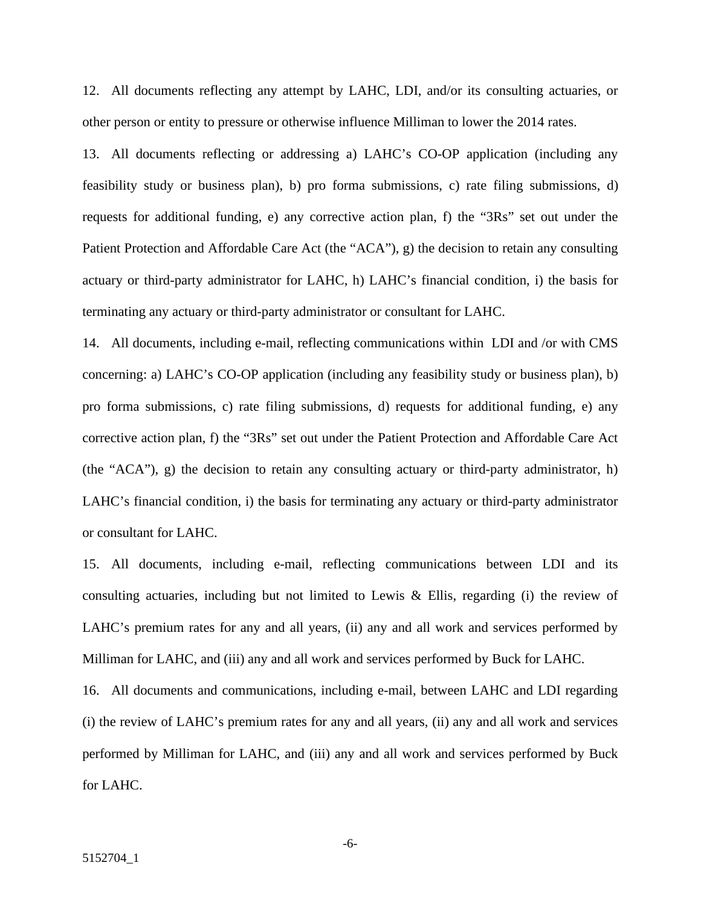12. All documents reflecting any attempt by LAHC, LDI, and/or its consulting actuaries, or other person or entity to pressure or otherwise influence Milliman to lower the 2014 rates.

13. All documents reflecting or addressing a) LAHC's CO-OP application (including any feasibility study or business plan), b) pro forma submissions, c) rate filing submissions, d) requests for additional funding, e) any corrective action plan, f) the "3Rs" set out under the Patient Protection and Affordable Care Act (the "ACA"), g) the decision to retain any consulting actuary or third-party administrator for LAHC, h) LAHC's financial condition, i) the basis for terminating any actuary or third-party administrator or consultant for LAHC.

14. All documents, including e-mail, reflecting communications within LDI and /or with CMS concerning: a) LAHC's CO-OP application (including any feasibility study or business plan), b) pro forma submissions, c) rate filing submissions, d) requests for additional funding, e) any corrective action plan, f) the "3Rs" set out under the Patient Protection and Affordable Care Act (the "ACA"), g) the decision to retain any consulting actuary or third-party administrator, h) LAHC's financial condition, i) the basis for terminating any actuary or third-party administrator or consultant for LAHC.

15. All documents, including e-mail, reflecting communications between LDI and its consulting actuaries, including but not limited to Lewis & Ellis, regarding (i) the review of LAHC's premium rates for any and all years, (ii) any and all work and services performed by Milliman for LAHC, and (iii) any and all work and services performed by Buck for LAHC.

16. All documents and communications, including e-mail, between LAHC and LDI regarding (i) the review of LAHC's premium rates for any and all years, (ii) any and all work and services performed by Milliman for LAHC, and (iii) any and all work and services performed by Buck for LAHC.

5152704_1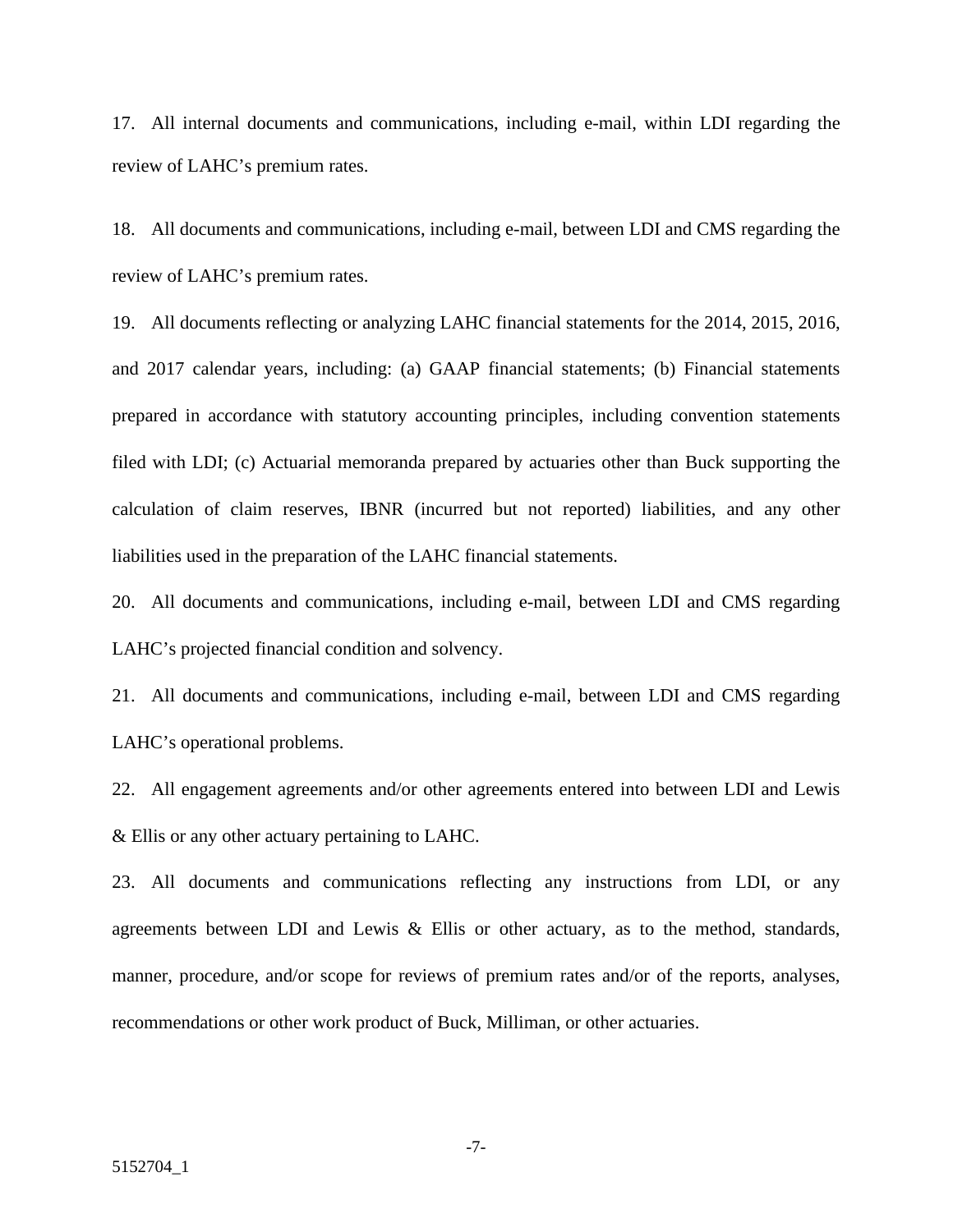17. All internal documents and communications, including e-mail, within LDI regarding the review of LAHC's premium rates.

18. All documents and communications, including e-mail, between LDI and CMS regarding the review of LAHC's premium rates.

19. All documents reflecting or analyzing LAHC financial statements for the 2014, 2015, 2016, and 2017 calendar years, including: (a) GAAP financial statements; (b) Financial statements prepared in accordance with statutory accounting principles, including convention statements filed with LDI; (c) Actuarial memoranda prepared by actuaries other than Buck supporting the calculation of claim reserves, IBNR (incurred but not reported) liabilities, and any other liabilities used in the preparation of the LAHC financial statements.

20. All documents and communications, including e-mail, between LDI and CMS regarding LAHC's projected financial condition and solvency.

21. All documents and communications, including e-mail, between LDI and CMS regarding LAHC's operational problems.

22. All engagement agreements and/or other agreements entered into between LDI and Lewis & Ellis or any other actuary pertaining to LAHC.

23. All documents and communications reflecting any instructions from LDI, or any agreements between LDI and Lewis & Ellis or other actuary, as to the method, standards, manner, procedure, and/or scope for reviews of premium rates and/or of the reports, analyses, recommendations or other work product of Buck, Milliman, or other actuaries.

5152704_1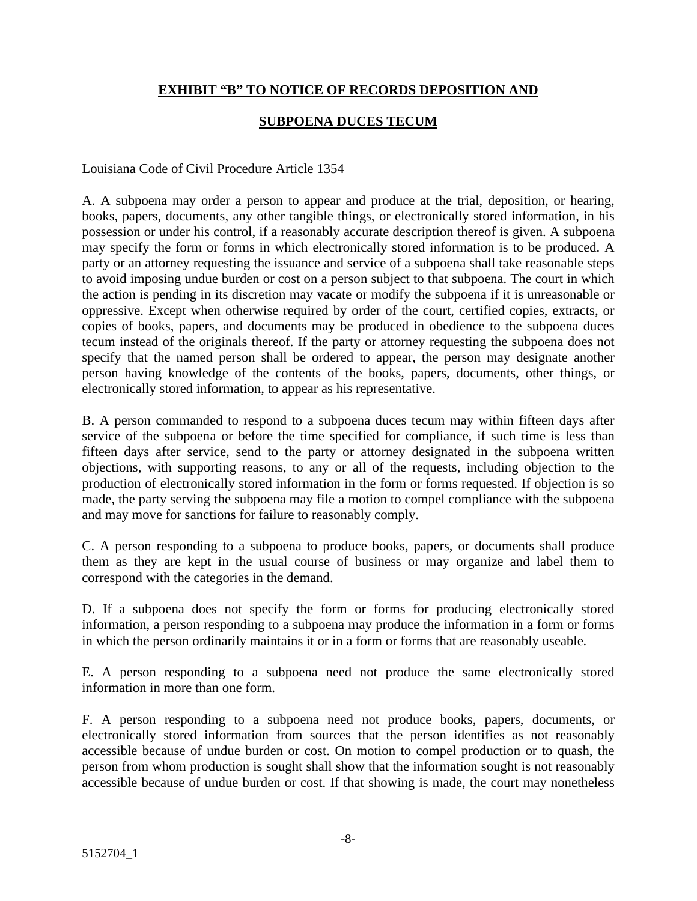**EXHIBIT "B" TO NOTICE OF RECORDS DEPOSITION AND**

**SUBPOENA DUCES TECUM**

Louisiana Code of Civil Procedure Article 1354

A. A subpoena may order a person to appear and produce at the trial, deposition, or hearing, books, papers, documents, any other tangible things, or electronically stored information, in his possession or under his control, if a reasonably accurate description thereof is given. A subpoena may specify the form or forms in which electronically stored information is to be produced. A party or an attorney requesting the issuance and service of a subpoena shall take reasonable steps to avoid imposing undue burden or cost on a person subject to that subpoena. The court in which the action is pending in its discretion may vacate or modify the subpoena if it is unreasonable or oppressive. Except when otherwise required by order of the court, certified copies, extracts, or copies of books, papers, and documents may be produced in obedience to the subpoena duces tecum instead of the originals thereof. If the party or attorney requesting the subpoena does not specify that the named person shall be ordered to appear, the person may designate another person having knowledge of the contents of the books, papers, documents, other things, or electronically stored information, to appear as his representative.

B. A person commanded to respond to a subpoena duces tecum may within fifteen days after service of the subpoena or before the time specified for compliance, if such time is less than fifteen days after service, send to the party or attorney designated in the subpoena written objections, with supporting reasons, to any or all of the requests, including objection to the production of electronically stored information in the form or forms requested. If objection is so made, the party serving the subpoena may file a motion to compel compliance with the subpoena and may move for sanctions for failure to reasonably comply.

C. A person responding to a subpoena to produce books, papers, or documents shall produce them as they are kept in the usual course of business or may organize and label them to correspond with the categories in the demand.

D. If a subpoena does not specify the form or forms for producing electronically stored information, a person responding to a subpoena may produce the information in a form or forms in which the person ordinarily maintains it or in a form or forms that are reasonably useable.

E. A person responding to a subpoena need not produce the same electronically stored information in more than one form.

F. A person responding to a subpoena need not produce books, papers, documents, or electronically stored information from sources that the person identifies as not reasonably accessible because of undue burden or cost. On motion to compel production or to quash, the person from whom production is sought shall show that the information sought is not reasonably accessible because of undue burden or cost. If that showing is made, the court may nonetheless

5152704_1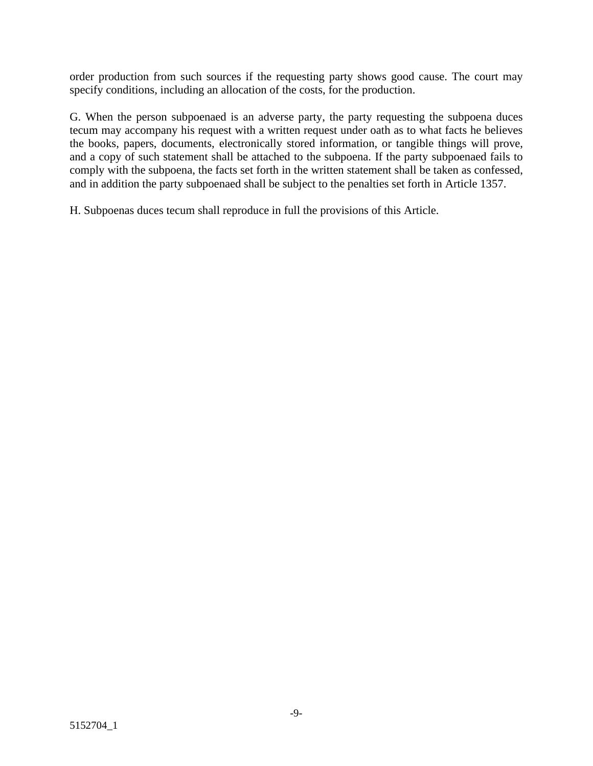order production from such sources if the requesting party shows good cause. The court may specify conditions, including an allocation of the costs, for the production.

G. When the person subpoenaed is an adverse party, the party requesting the subpoena duces tecum may accompany his request with a written request under oath as to what facts he believes the books, papers, documents, electronically stored information, or tangible things will prove, and a copy of such statement shall be attached to the subpoena. If the party subpoenaed fails to comply with the subpoena, the facts set forth in the written statement shall be taken as confessed, and in addition the party subpoenaed shall be subject to the penalties set forth in Article 1357.

H. Subpoenas duces tecum shall reproduce in full the provisions of this Article.